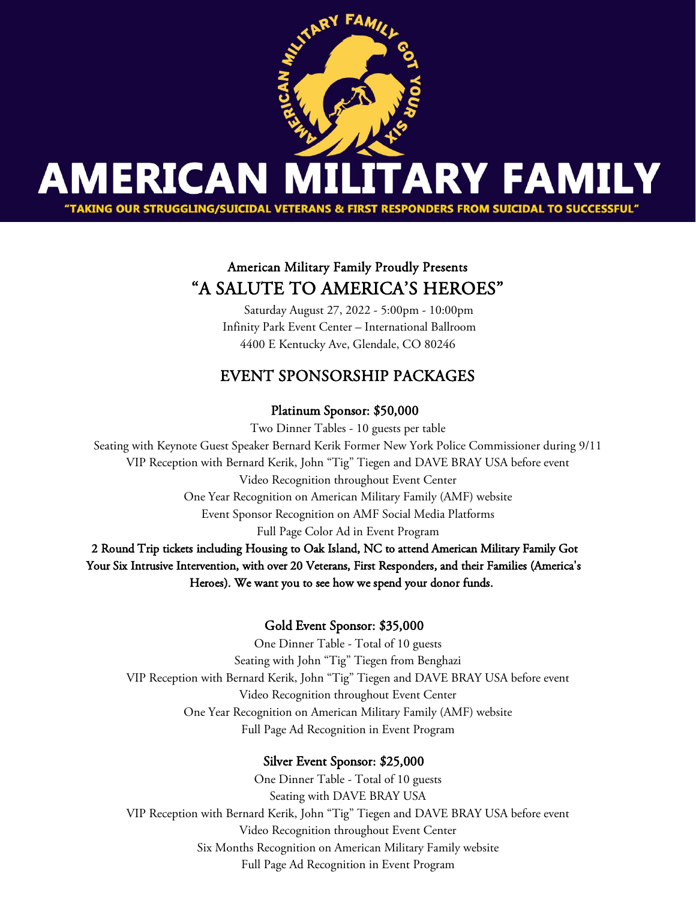# AMERICAN MILITARY FAMILY

"TAKING OUR STRUGGLING/SUICIDAL VETERANS & FIRST RESPONDERS FROM SUICIDAL TO SUCCESSFUL"

## American Military Family Proudly Presents

# "A SALUTE TO AMERICA'S HEROES"

Saturday August 27, 2022 - 5:00pm - 10:00pm
Infinity Park Event Center – International Ballroom
4400 E Kentucky Ave, Glendale, CO 80246

## EVENT SPONSORSHIP PACKAGES

### Platinum Sponsor: $50,000

Two Dinner Tables - 10 guests per table
Seating with Keynote Guest Speaker Bernard Kerik Former New York Police Commissioner during 9/11
VIP Reception with Bernard Kerik, John "Tig" Tiegen and DAVE BRAY USA before event
Video Recognition throughout Event Center
One Year Recognition on American Military Family (AMF) website
Event Sponsor Recognition on AMF Social Media Platforms
Full Page Color Ad in Event Program

**2 Round Trip tickets including Housing to Oak Island, NC to attend American Military Family Got Your Six Intrusive Intervention, with over 20 Veterans, First Responders, and their Families (America's Heroes). We want you to see how we spend your donor funds.**

### Gold Event Sponsor: $35,000

One Dinner Table - Total of 10 guests
Seating with John "Tig" Tiegen from Benghazi
VIP Reception with Bernard Kerik, John "Tig" Tiegen and DAVE BRAY USA before event
Video Recognition throughout Event Center
One Year Recognition on American Military Family (AMF) website
Full Page Ad Recognition in Event Program

### Silver Event Sponsor: $25,000

One Dinner Table - Total of 10 guests
Seating with DAVE BRAY USA
VIP Reception with Bernard Kerik, John "Tig" Tiegen and DAVE BRAY USA before event
Video Recognition throughout Event Center
Six Months Recognition on American Military Family website
Full Page Ad Recognition in Event Program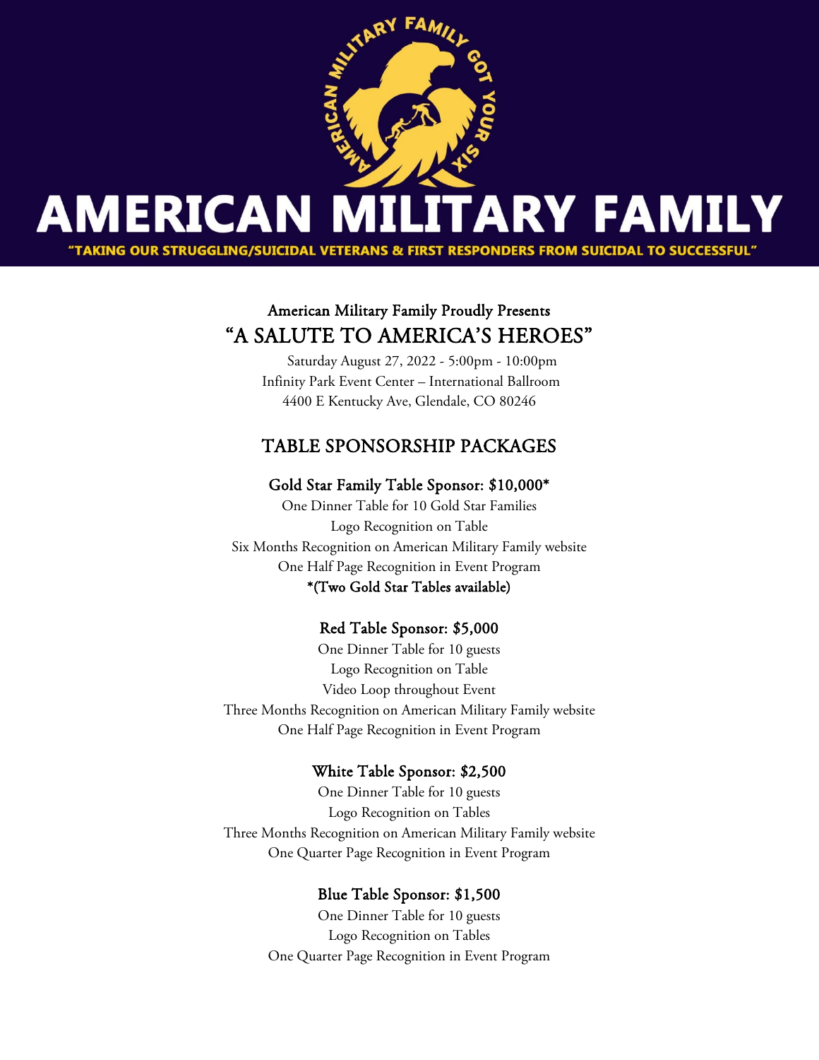# AMERICAN MILITARY FAMILY

"TAKING OUR STRUGGLING/SUICIDAL VETERANS & FIRST RESPONDERS FROM SUICIDAL TO SUCCESSFUL"

American Military Family Proudly Presents

## "A SALUTE TO AMERICA'S HEROES"

Saturday August 27, 2022 - 5:00pm - 10:00pm
Infinity Park Event Center – International Ballroom
4400 E Kentucky Ave, Glendale, CO 80246

## TABLE SPONSORSHIP PACKAGES

### Gold Star Family Table Sponsor: $10,000*

One Dinner Table for 10 Gold Star Families
Logo Recognition on Table
Six Months Recognition on American Military Family website
One Half Page Recognition in Event Program

**\*(Two Gold Star Tables available)**

### Red Table Sponsor: $5,000

One Dinner Table for 10 guests
Logo Recognition on Table
Video Loop throughout Event
Three Months Recognition on American Military Family website
One Half Page Recognition in Event Program

### White Table Sponsor: $2,500

One Dinner Table for 10 guests
Logo Recognition on Tables
Three Months Recognition on American Military Family website
One Quarter Page Recognition in Event Program

### Blue Table Sponsor: $1,500

One Dinner Table for 10 guests
Logo Recognition on Tables
One Quarter Page Recognition in Event Program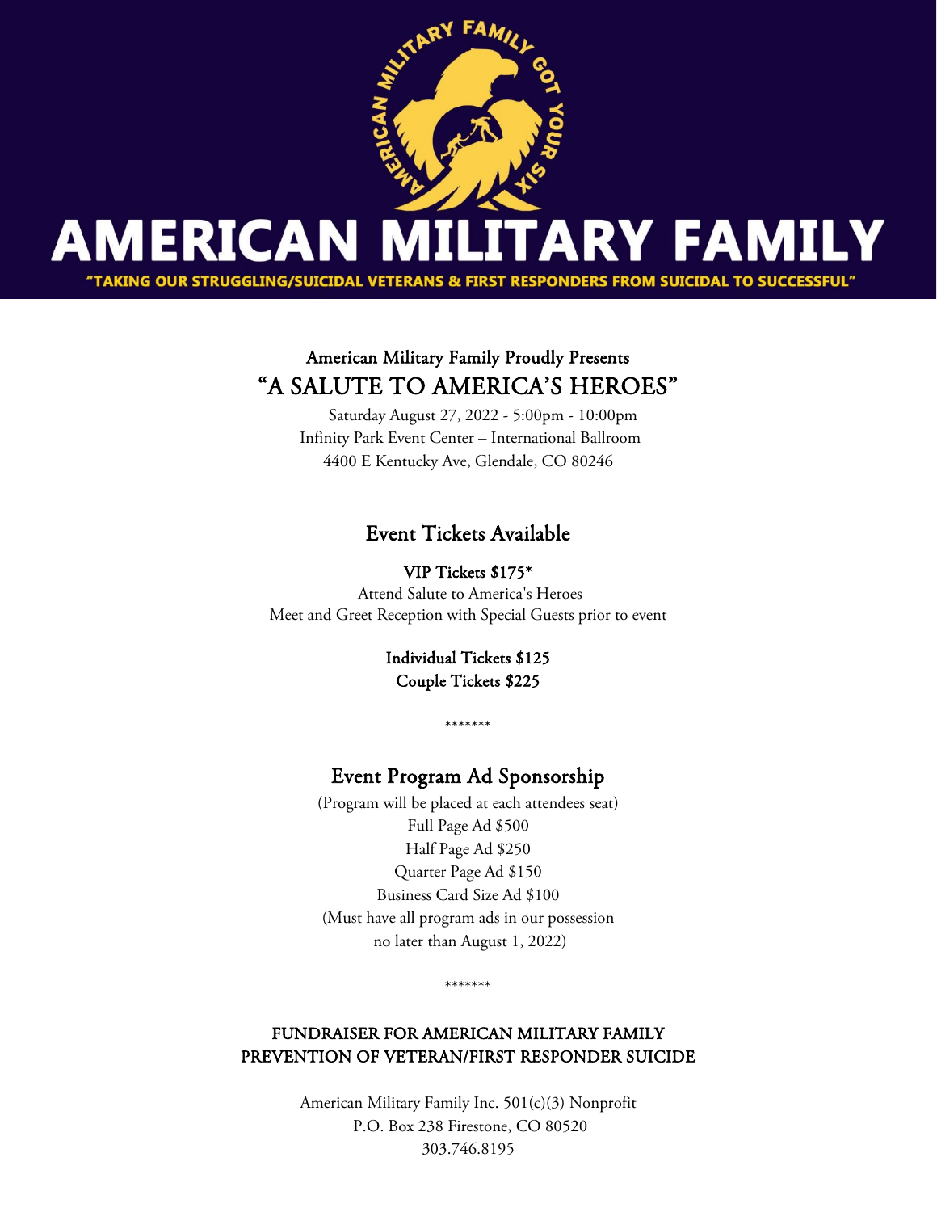AMERICAN MILITARY FAMILY GOT YOUR SIX

# AMERICAN MILITARY FAMILY

**"TAKING OUR STRUGGLING/SUICIDAL VETERANS & FIRST RESPONDERS FROM SUICIDAL TO SUCCESSFUL"**

American Military Family Proudly Presents

## "A SALUTE TO AMERICA'S HEROES"

Saturday August 27, 2022 - 5:00pm - 10:00pm
Infinity Park Event Center – International Ballroom
4400 E Kentucky Ave, Glendale, CO 80246

## Event Tickets Available

**VIP Tickets $175***
Attend Salute to America's Heroes
Meet and Greet Reception with Special Guests prior to event

**Individual Tickets $125**
**Couple Tickets $225**

*******

## Event Program Ad Sponsorship

(Program will be placed at each attendees seat)
Full Page Ad $500
Half Page Ad $250
Quarter Page Ad $150
Business Card Size Ad $100
(Must have all program ads in our possession
no later than August 1, 2022)

*******

FUNDRAISER FOR AMERICAN MILITARY FAMILY
PREVENTION OF VETERAN/FIRST RESPONDER SUICIDE

American Military Family Inc. 501(c)(3) Nonprofit
P.O. Box 238 Firestone, CO 80520
303.746.8195